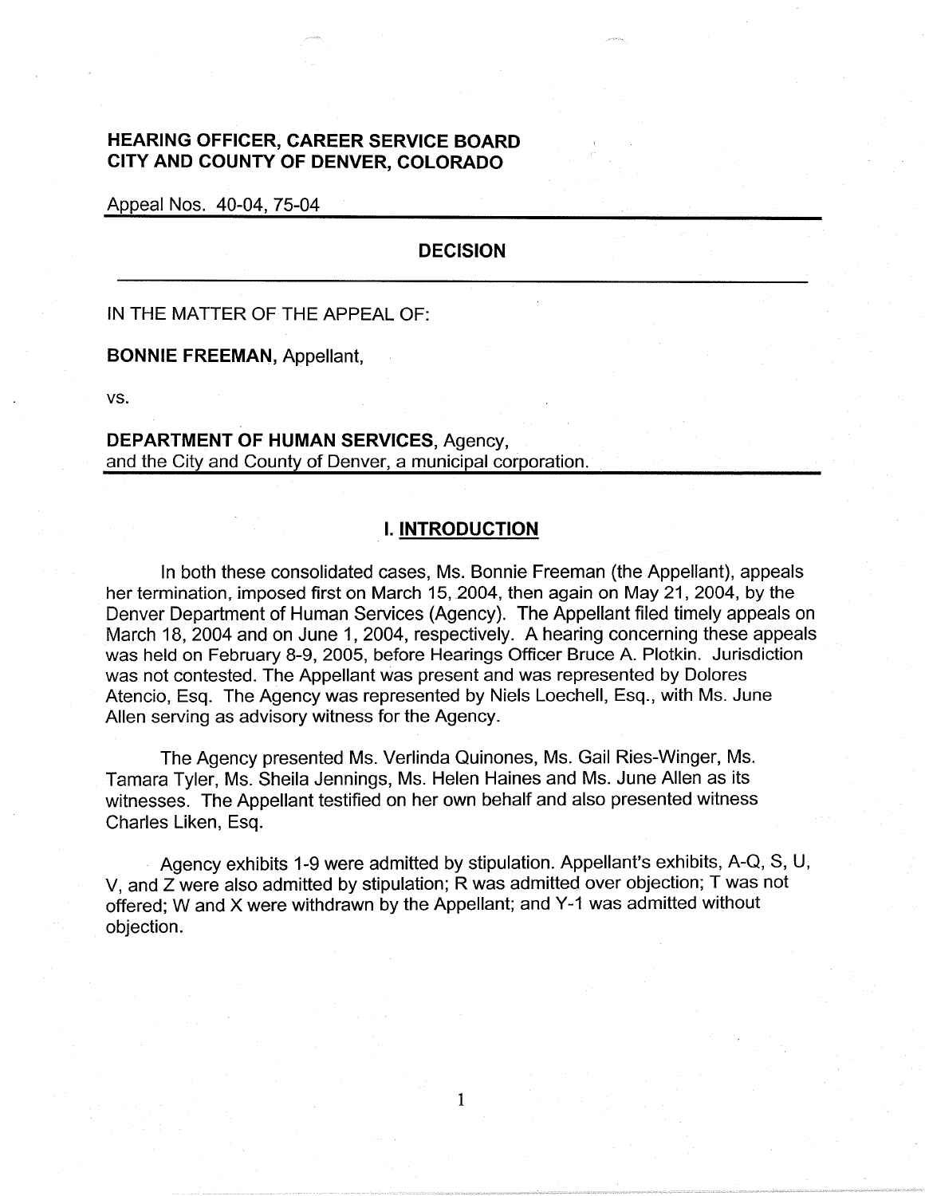**HEARING OFFICER, CAREER SERVICE BOARD**
**CITY AND COUNTY OF DENVER, COLORADO**

Appeal Nos. 40-04, 75-04

## DECISION

IN THE MATTER OF THE APPEAL OF:

**BONNIE FREEMAN,** Appellant,

vs.

**DEPARTMENT OF HUMAN SERVICES,** Agency,
and the City and County of Denver, a municipal corporation.

## I. INTRODUCTION

In both these consolidated cases, Ms. Bonnie Freeman (the Appellant), appeals her termination, imposed first on March 15, 2004, then again on May 21, 2004, by the Denver Department of Human Services (Agency). The Appellant filed timely appeals on March 18, 2004 and on June 1, 2004, respectively. A hearing concerning these appeals was held on February 8-9, 2005, before Hearings Officer Bruce A. Plotkin. Jurisdiction was not contested. The Appellant was present and was represented by Dolores Atencio, Esq. The Agency was represented by Niels Loechell, Esq., with Ms. June Allen serving as advisory witness for the Agency.

The Agency presented Ms. Verlinda Quinones, Ms. Gail Ries-Winger, Ms. Tamara Tyler, Ms. Sheila Jennings, Ms. Helen Haines and Ms. June Allen as its witnesses. The Appellant testified on her own behalf and also presented witness Charles Liken, Esq.

Agency exhibits 1-9 were admitted by stipulation. Appellant's exhibits, A-Q, S, U, V, and Z were also admitted by stipulation; R was admitted over objection; T was not offered; W and X were withdrawn by the Appellant; and Y-1 was admitted without objection.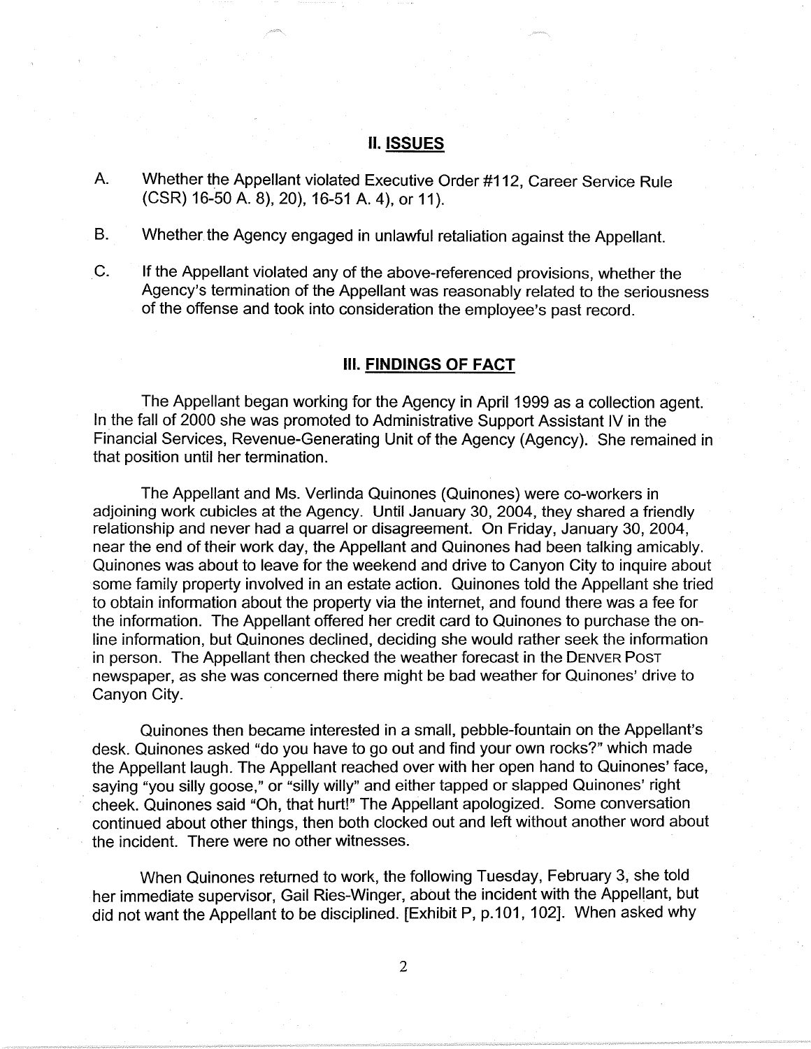## II. ISSUES

A. Whether the Appellant violated Executive Order #112, Career Service Rule (CSR) 16-50 A. 8), 20), 16-51 A. 4), or 11).

B. Whether the Agency engaged in unlawful retaliation against the Appellant.

C. If the Appellant violated any of the above-referenced provisions, whether the Agency's termination of the Appellant was reasonably related to the seriousness of the offense and took into consideration the employee's past record.

## III. FINDINGS OF FACT

The Appellant began working for the Agency in April 1999 as a collection agent. In the fall of 2000 she was promoted to Administrative Support Assistant IV in the Financial Services, Revenue-Generating Unit of the Agency (Agency). She remained in that position until her termination.

The Appellant and Ms. Verlinda Quinones (Quinones) were co-workers in adjoining work cubicles at the Agency. Until January 30, 2004, they shared a friendly relationship and never had a quarrel or disagreement. On Friday, January 30, 2004, near the end of their work day, the Appellant and Quinones had been talking amicably. Quinones was about to leave for the weekend and drive to Canyon City to inquire about some family property involved in an estate action. Quinones told the Appellant she tried to obtain information about the property via the internet, and found there was a fee for the information. The Appellant offered her credit card to Quinones to purchase the on-line information, but Quinones declined, deciding she would rather seek the information in person. The Appellant then checked the weather forecast in the DENVER POST newspaper, as she was concerned there might be bad weather for Quinones' drive to Canyon City.

Quinones then became interested in a small, pebble-fountain on the Appellant's desk. Quinones asked "do you have to go out and find your own rocks?" which made the Appellant laugh. The Appellant reached over with her open hand to Quinones' face, saying "you silly goose," or "silly willy" and either tapped or slapped Quinones' right cheek. Quinones said "Oh, that hurt!" The Appellant apologized. Some conversation continued about other things, then both clocked out and left without another word about the incident. There were no other witnesses.

When Quinones returned to work, the following Tuesday, February 3, she told her immediate supervisor, Gail Ries-Winger, about the incident with the Appellant, but did not want the Appellant to be disciplined. [Exhibit P, p.101, 102]. When asked why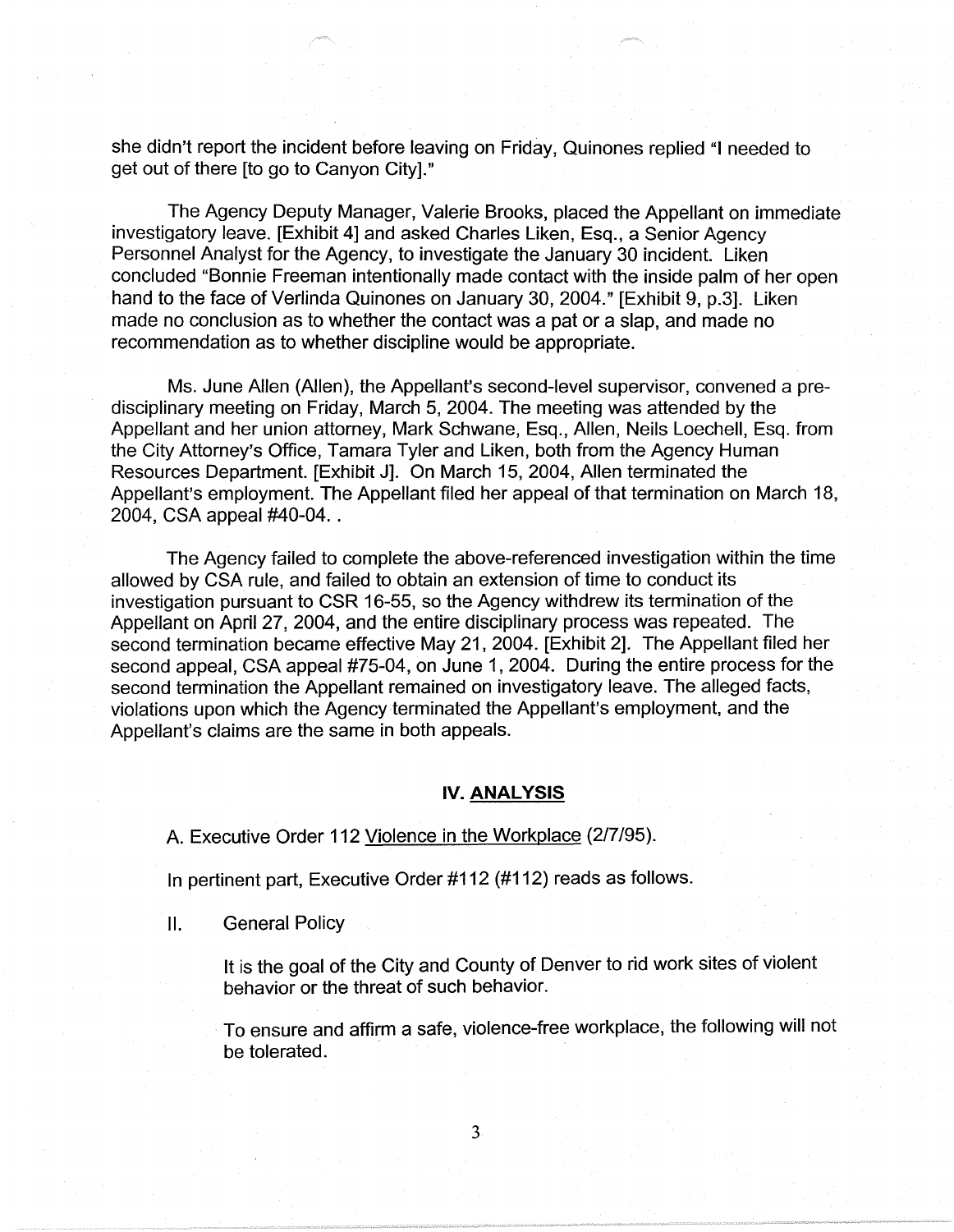she didn't report the incident before leaving on Friday, Quinones replied "I needed to get out of there [to go to Canyon City]."

The Agency Deputy Manager, Valerie Brooks, placed the Appellant on immediate investigatory leave. [Exhibit 4] and asked Charles Liken, Esq., a Senior Agency Personnel Analyst for the Agency, to investigate the January 30 incident. Liken concluded "Bonnie Freeman intentionally made contact with the inside palm of her open hand to the face of Verlinda Quinones on January 30, 2004." [Exhibit 9, p.3]. Liken made no conclusion as to whether the contact was a pat or a slap, and made no recommendation as to whether discipline would be appropriate.

Ms. June Allen (Allen), the Appellant's second-level supervisor, convened a pre-disciplinary meeting on Friday, March 5, 2004. The meeting was attended by the Appellant and her union attorney, Mark Schwane, Esq., Allen, Neils Loechell, Esq. from the City Attorney's Office, Tamara Tyler and Liken, both from the Agency Human Resources Department. [Exhibit J]. On March 15, 2004, Allen terminated the Appellant's employment. The Appellant filed her appeal of that termination on March 18, 2004, CSA appeal #40-04. .

The Agency failed to complete the above-referenced investigation within the time allowed by CSA rule, and failed to obtain an extension of time to conduct its investigation pursuant to CSR 16-55, so the Agency withdrew its termination of the Appellant on April 27, 2004, and the entire disciplinary process was repeated. The second termination became effective May 21, 2004. [Exhibit 2]. The Appellant filed her second appeal, CSA appeal #75-04, on June 1, 2004. During the entire process for the second termination the Appellant remained on investigatory leave. The alleged facts, violations upon which the Agency terminated the Appellant's employment, and the Appellant's claims are the same in both appeals.

## IV. ANALYSIS

A. Executive Order 112 Violence in the Workplace (2/7/95).

In pertinent part, Executive Order #112 (#112) reads as follows.

II. General Policy

It is the goal of the City and County of Denver to rid work sites of violent behavior or the threat of such behavior.

To ensure and affirm a safe, violence-free workplace, the following will not be tolerated.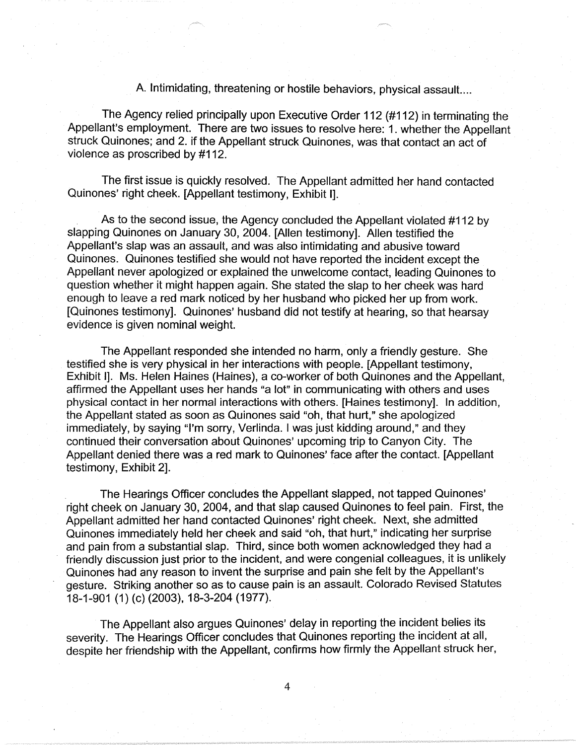A. Intimidating, threatening or hostile behaviors, physical assault....

The Agency relied principally upon Executive Order 112 (#112) in terminating the Appellant's employment. There are two issues to resolve here: 1. whether the Appellant struck Quinones; and 2. if the Appellant struck Quinones, was that contact an act of violence as proscribed by #112.

The first issue is quickly resolved. The Appellant admitted her hand contacted Quinones' right cheek. [Appellant testimony, Exhibit I].

As to the second issue, the Agency concluded the Appellant violated #112 by slapping Quinones on January 30, 2004. [Allen testimony]. Allen testified the Appellant's slap was an assault, and was also intimidating and abusive toward Quinones. Quinones testified she would not have reported the incident except the Appellant never apologized or explained the unwelcome contact, leading Quinones to question whether it might happen again. She stated the slap to her cheek was hard enough to leave a red mark noticed by her husband who picked her up from work. [Quinones testimony]. Quinones' husband did not testify at hearing, so that hearsay evidence is given nominal weight.

The Appellant responded she intended no harm, only a friendly gesture. She testified she is very physical in her interactions with people. [Appellant testimony, Exhibit I]. Ms. Helen Haines (Haines), a co-worker of both Quinones and the Appellant, affirmed the Appellant uses her hands "a lot" in communicating with others and uses physical contact in her normal interactions with others. [Haines testimony]. In addition, the Appellant stated as soon as Quinones said "oh, that hurt," she apologized immediately, by saying "I'm sorry, Verlinda. I was just kidding around," and they continued their conversation about Quinones' upcoming trip to Canyon City. The Appellant denied there was a red mark to Quinones' face after the contact. [Appellant testimony, Exhibit 2].

The Hearings Officer concludes the Appellant slapped, not tapped Quinones' right cheek on January 30, 2004, and that slap caused Quinones to feel pain. First, the Appellant admitted her hand contacted Quinones' right cheek. Next, she admitted Quinones immediately held her cheek and said "oh, that hurt," indicating her surprise and pain from a substantial slap. Third, since both women acknowledged they had a friendly discussion just prior to the incident, and were congenial colleagues, it is unlikely Quinones had any reason to invent the surprise and pain she felt by the Appellant's gesture. Striking another so as to cause pain is an assault. Colorado Revised Statutes 18-1-901 (1) (c) (2003), 18-3-204 (1977).

The Appellant also argues Quinones' delay in reporting the incident belies its severity. The Hearings Officer concludes that Quinones reporting the incident at all, despite her friendship with the Appellant, confirms how firmly the Appellant struck her,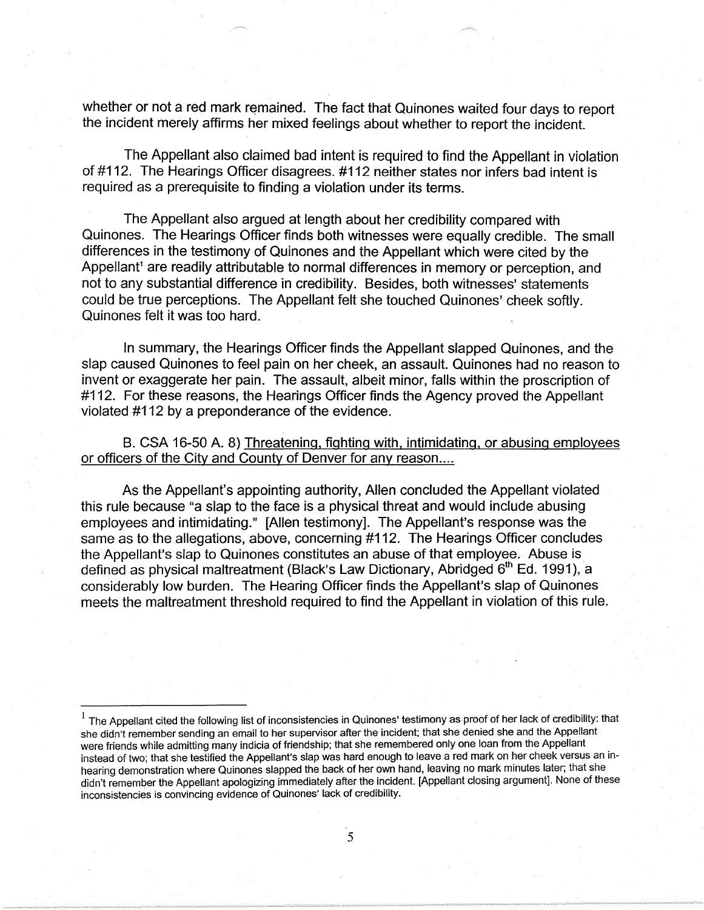whether or not a red mark remained. The fact that Quinones waited four days to report the incident merely affirms her mixed feelings about whether to report the incident.

The Appellant also claimed bad intent is required to find the Appellant in violation of #112. The Hearings Officer disagrees. #112 neither states nor infers bad intent is required as a prerequisite to finding a violation under its terms.

The Appellant also argued at length about her credibility compared with Quinones. The Hearings Officer finds both witnesses were equally credible. The small differences in the testimony of Quinones and the Appellant which were cited by the Appellant[1] are readily attributable to normal differences in memory or perception, and not to any substantial difference in credibility. Besides, both witnesses' statements could be true perceptions. The Appellant felt she touched Quinones' cheek softly. Quinones felt it was too hard.

In summary, the Hearings Officer finds the Appellant slapped Quinones, and the slap caused Quinones to feel pain on her cheek, an assault. Quinones had no reason to invent or exaggerate her pain. The assault, albeit minor, falls within the proscription of #112. For these reasons, the Hearings Officer finds the Agency proved the Appellant violated #112 by a preponderance of the evidence.

B. CSA 16-50 A. 8) <u>Threatening, fighting with, intimidating, or abusing employees or officers of the City and County of Denver for any reason....</u>

As the Appellant's appointing authority, Allen concluded the Appellant violated this rule because "a slap to the face is a physical threat and would include abusing employees and intimidating." [Allen testimony]. The Appellant's response was the same as to the allegations, above, concerning #112. The Hearings Officer concludes the Appellant's slap to Quinones constitutes an abuse of that employee. Abuse is defined as physical maltreatment (Black's Law Dictionary, Abridged 6th Ed. 1991), a considerably low burden. The Hearing Officer finds the Appellant's slap of Quinones meets the maltreatment threshold required to find the Appellant in violation of this rule.

---

[1] The Appellant cited the following list of inconsistencies in Quinones' testimony as proof of her lack of credibility: that she didn't remember sending an email to her supervisor after the incident; that she denied she and the Appellant were friends while admitting many indicia of friendship; that she remembered only one loan from the Appellant instead of two; that she testified the Appellant's slap was hard enough to leave a red mark on her cheek versus an in-hearing demonstration where Quinones slapped the back of her own hand, leaving no mark minutes later; that she didn't remember the Appellant apologizing immediately after the incident. [Appellant closing argument]. None of these inconsistencies is convincing evidence of Quinones' lack of credibility.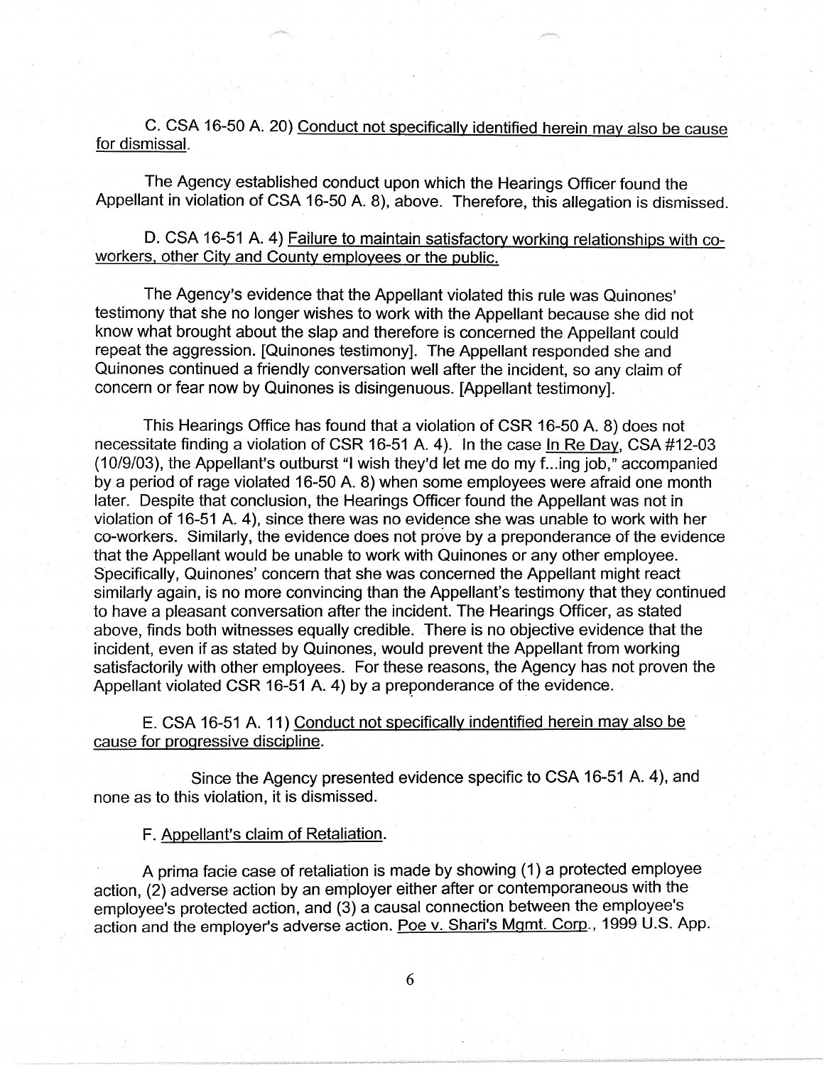C. CSA 16-50 A. 20) <u>Conduct not specifically identified herein may also be cause for dismissal.</u>

The Agency established conduct upon which the Hearings Officer found the Appellant in violation of CSA 16-50 A. 8), above. Therefore, this allegation is dismissed.

D. CSA 16-51 A. 4) <u>Failure to maintain satisfactory working relationships with co-workers, other City and County employees or the public.</u>

The Agency's evidence that the Appellant violated this rule was Quinones' testimony that she no longer wishes to work with the Appellant because she did not know what brought about the slap and therefore is concerned the Appellant could repeat the aggression. [Quinones testimony]. The Appellant responded she and Quinones continued a friendly conversation well after the incident, so any claim of concern or fear now by Quinones is disingenuous. [Appellant testimony].

This Hearings Office has found that a violation of CSR 16-50 A. 8) does not necessitate finding a violation of CSR 16-51 A. 4). In the case <u>In Re Day</u>, CSA #12-03 (10/9/03), the Appellant's outburst "I wish they'd let me do my f...ing job," accompanied by a period of rage violated 16-50 A. 8) when some employees were afraid one month later. Despite that conclusion, the Hearings Officer found the Appellant was not in violation of 16-51 A. 4), since there was no evidence she was unable to work with her co-workers. Similarly, the evidence does not prove by a preponderance of the evidence that the Appellant would be unable to work with Quinones or any other employee. Specifically, Quinones' concern that she was concerned the Appellant might react similarly again, is no more convincing than the Appellant's testimony that they continued to have a pleasant conversation after the incident. The Hearings Officer, as stated above, finds both witnesses equally credible. There is no objective evidence that the incident, even if as stated by Quinones, would prevent the Appellant from working satisfactorily with other employees. For these reasons, the Agency has not proven the Appellant violated CSR 16-51 A. 4) by a preponderance of the evidence.

E. CSA 16-51 A. 11) <u>Conduct not specifically indentified herein may also be cause for progressive discipline.</u>

Since the Agency presented evidence specific to CSA 16-51 A. 4), and none as to this violation, it is dismissed.

F. <u>Appellant's claim of Retaliation.</u>

A prima facie case of retaliation is made by showing (1) a protected employee action, (2) adverse action by an employer either after or contemporaneous with the employee's protected action, and (3) a causal connection between the employee's action and the employer's adverse action. <u>Poe v. Shari's Mgmt. Corp.</u>, 1999 U.S. App.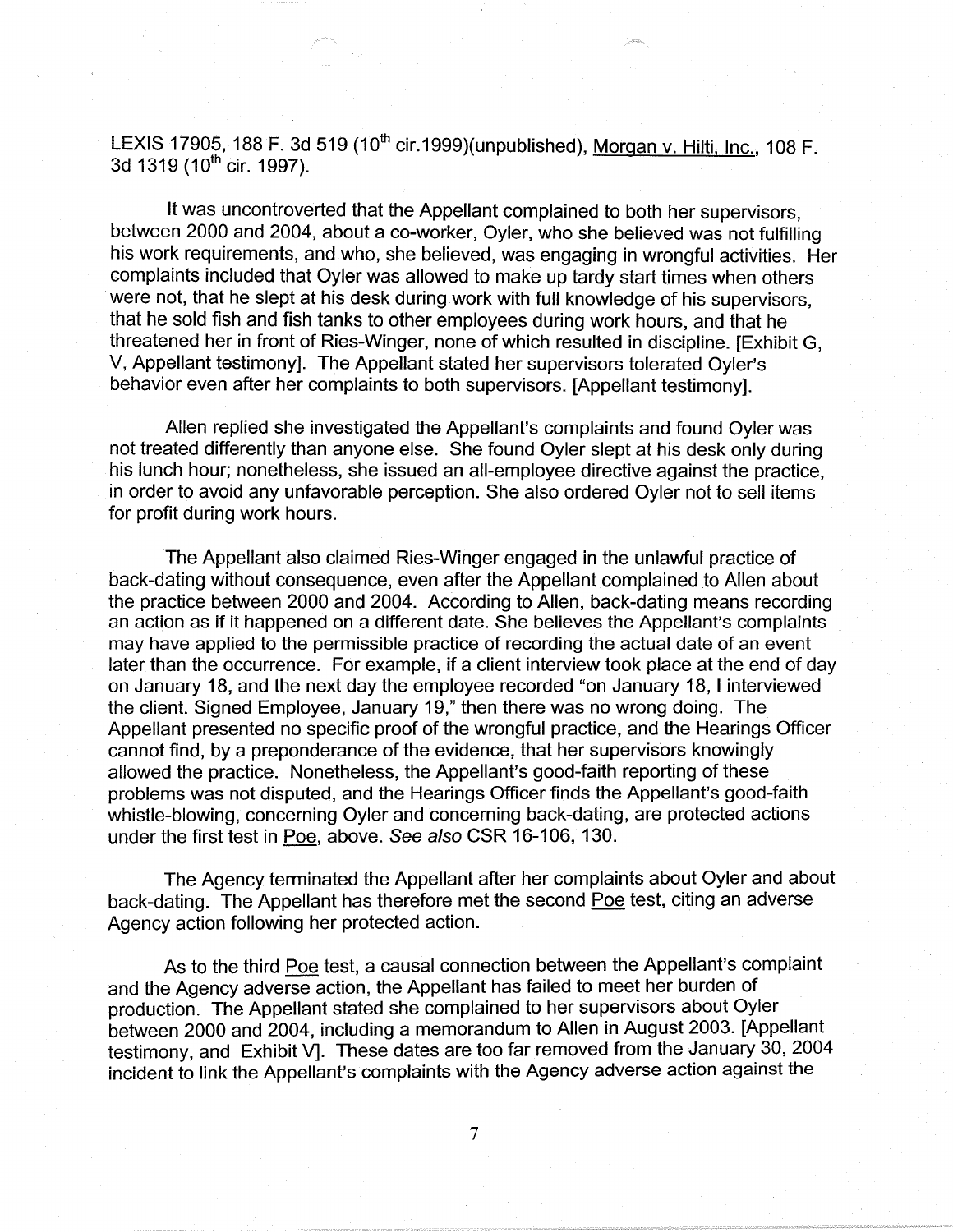LEXIS 17905, 188 F. 3d 519 (10th cir.1999)(unpublished), Morgan v. Hilti, Inc., 108 F. 3d 1319 (10th cir. 1997).

It was uncontroverted that the Appellant complained to both her supervisors, between 2000 and 2004, about a co-worker, Oyler, who she believed was not fulfilling his work requirements, and who, she believed, was engaging in wrongful activities. Her complaints included that Oyler was allowed to make up tardy start times when others were not, that he slept at his desk during work with full knowledge of his supervisors, that he sold fish and fish tanks to other employees during work hours, and that he threatened her in front of Ries-Winger, none of which resulted in discipline. [Exhibit G, V, Appellant testimony]. The Appellant stated her supervisors tolerated Oyler's behavior even after her complaints to both supervisors. [Appellant testimony].

Allen replied she investigated the Appellant's complaints and found Oyler was not treated differently than anyone else. She found Oyler slept at his desk only during his lunch hour; nonetheless, she issued an all-employee directive against the practice, in order to avoid any unfavorable perception. She also ordered Oyler not to sell items for profit during work hours.

The Appellant also claimed Ries-Winger engaged in the unlawful practice of back-dating without consequence, even after the Appellant complained to Allen about the practice between 2000 and 2004. According to Allen, back-dating means recording an action as if it happened on a different date. She believes the Appellant's complaints may have applied to the permissible practice of recording the actual date of an event later than the occurrence. For example, if a client interview took place at the end of day on January 18, and the next day the employee recorded "on January 18, I interviewed the client. Signed Employee, January 19," then there was no wrong doing. The Appellant presented no specific proof of the wrongful practice, and the Hearings Officer cannot find, by a preponderance of the evidence, that her supervisors knowingly allowed the practice. Nonetheless, the Appellant's good-faith reporting of these problems was not disputed, and the Hearings Officer finds the Appellant's good-faith whistle-blowing, concerning Oyler and concerning back-dating, are protected actions under the first test in Poe, above. *See also* CSR 16-106, 130.

The Agency terminated the Appellant after her complaints about Oyler and about back-dating. The Appellant has therefore met the second Poe test, citing an adverse Agency action following her protected action.

As to the third Poe test, a causal connection between the Appellant's complaint and the Agency adverse action, the Appellant has failed to meet her burden of production. The Appellant stated she complained to her supervisors about Oyler between 2000 and 2004, including a memorandum to Allen in August 2003. [Appellant testimony, and Exhibit V]. These dates are too far removed from the January 30, 2004 incident to link the Appellant's complaints with the Agency adverse action against the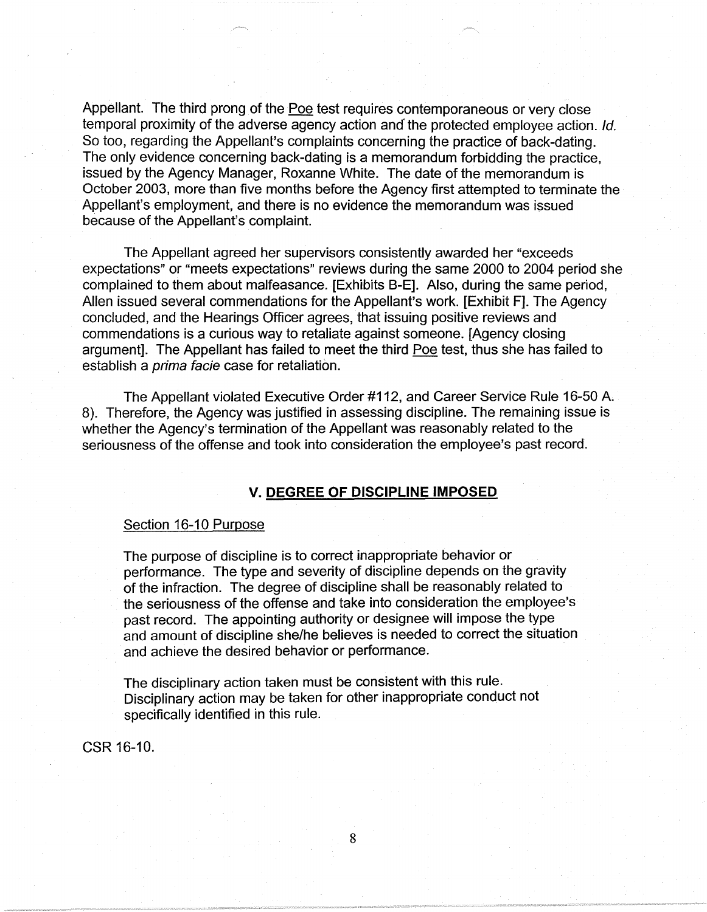Appellant. The third prong of the Poe test requires contemporaneous or very close temporal proximity of the adverse agency action and the protected employee action. *Id.* So too, regarding the Appellant's complaints concerning the practice of back-dating. The only evidence concerning back-dating is a memorandum forbidding the practice, issued by the Agency Manager, Roxanne White. The date of the memorandum is October 2003, more than five months before the Agency first attempted to terminate the Appellant's employment, and there is no evidence the memorandum was issued because of the Appellant's complaint.

The Appellant agreed her supervisors consistently awarded her "exceeds expectations" or "meets expectations" reviews during the same 2000 to 2004 period she complained to them about malfeasance. [Exhibits B-E]. Also, during the same period, Allen issued several commendations for the Appellant's work. [Exhibit F]. The Agency concluded, and the Hearings Officer agrees, that issuing positive reviews and commendations is a curious way to retaliate against someone. [Agency closing argument]. The Appellant has failed to meet the third Poe test, thus she has failed to establish a *prima facie* case for retaliation.

The Appellant violated Executive Order #112, and Career Service Rule 16-50 A. 8). Therefore, the Agency was justified in assessing discipline. The remaining issue is whether the Agency's termination of the Appellant was reasonably related to the seriousness of the offense and took into consideration the employee's past record.

## V. DEGREE OF DISCIPLINE IMPOSED

Section 16-10 Purpose

> The purpose of discipline is to correct inappropriate behavior or performance. The type and severity of discipline depends on the gravity of the infraction. The degree of discipline shall be reasonably related to the seriousness of the offense and take into consideration the employee's past record. The appointing authority or designee will impose the type and amount of discipline she/he believes is needed to correct the situation and achieve the desired behavior or performance.
>
> The disciplinary action taken must be consistent with this rule. Disciplinary action may be taken for other inappropriate conduct not specifically identified in this rule.

CSR 16-10.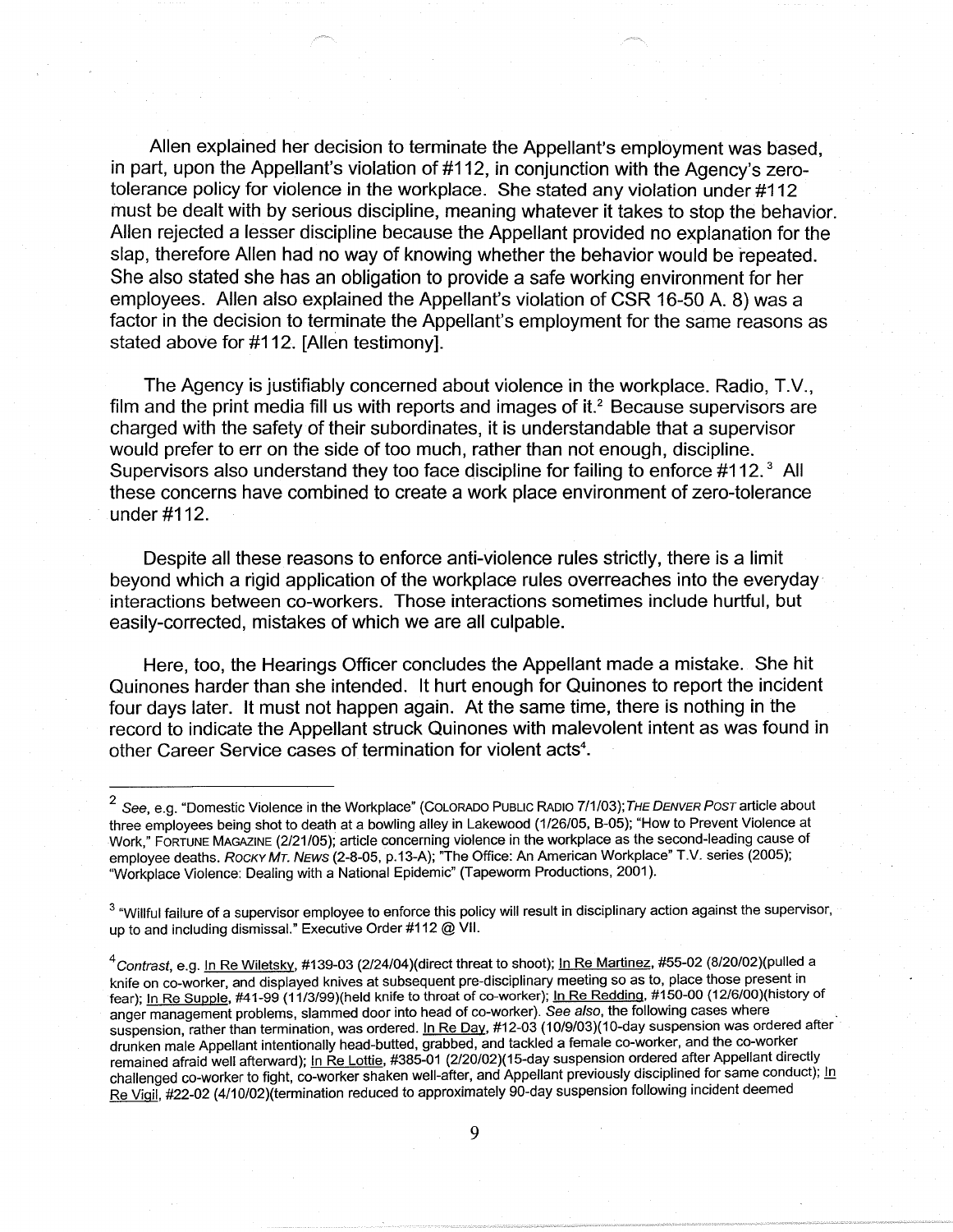Allen explained her decision to terminate the Appellant's employment was based, in part, upon the Appellant's violation of #112, in conjunction with the Agency's zero-tolerance policy for violence in the workplace. She stated any violation under #112 must be dealt with by serious discipline, meaning whatever it takes to stop the behavior. Allen rejected a lesser discipline because the Appellant provided no explanation for the slap, therefore Allen had no way of knowing whether the behavior would be repeated. She also stated she has an obligation to provide a safe working environment for her employees. Allen also explained the Appellant's violation of CSR 16-50 A. 8) was a factor in the decision to terminate the Appellant's employment for the same reasons as stated above for #112. [Allen testimony].

The Agency is justifiably concerned about violence in the workplace. Radio, T.V., film and the print media fill us with reports and images of it.[2] Because supervisors are charged with the safety of their subordinates, it is understandable that a supervisor would prefer to err on the side of too much, rather than not enough, discipline. Supervisors also understand they too face discipline for failing to enforce #112.[3] All these concerns have combined to create a work place environment of zero-tolerance under #112.

Despite all these reasons to enforce anti-violence rules strictly, there is a limit beyond which a rigid application of the workplace rules overreaches into the everyday interactions between co-workers. Those interactions sometimes include hurtful, but easily-corrected, mistakes of which we are all culpable.

Here, too, the Hearings Officer concludes the Appellant made a mistake. She hit Quinones harder than she intended. It hurt enough for Quinones to report the incident four days later. It must not happen again. At the same time, there is nothing in the record to indicate the Appellant struck Quinones with malevolent intent as was found in other Career Service cases of termination for violent acts[4].

---

[2] *See*, e.g. "Domestic Violence in the Workplace" (COLORADO PUBLIC RADIO 7/1/03); *THE DENVER POST* article about three employees being shot to death at a bowling alley in Lakewood (1/26/05, B-05); "How to Prevent Violence at Work," FORTUNE MAGAZINE (2/21/05); article concerning violence in the workplace as the second-leading cause of employee deaths. *ROCKY MT. NEWS* (2-8-05, p.13-A); "The Office: An American Workplace" T.V. series (2005); "Workplace Violence: Dealing with a National Epidemic" (Tapeworm Productions, 2001).

[3] "Willful failure of a supervisor employee to enforce this policy will result in disciplinary action against the supervisor, up to and including dismissal." Executive Order #112 @ VII.

[4] *Contrast*, e.g. In Re Wiletsky, #139-03 (2/24/04)(direct threat to shoot); In Re Martinez, #55-02 (8/20/02)(pulled a knife on co-worker, and displayed knives at subsequent pre-disciplinary meeting so as to, place those present in fear); In Re Supple, #41-99 (11/3/99)(held knife to throat of co-worker); In Re Redding, #150-00 (12/6/00)(history of anger management problems, slammed door into head of co-worker). *See also*, the following cases where suspension, rather than termination, was ordered. In Re Day, #12-03 (10/9/03)(10-day suspension was ordered after drunken male Appellant intentionally head-butted, grabbed, and tackled a female co-worker, and the co-worker remained afraid well afterward); In Re Lottie, #385-01 (2/20/02)(15-day suspension ordered after Appellant directly challenged co-worker to fight, co-worker shaken well-after, and Appellant previously disciplined for same conduct); In Re Vigil, #22-02 (4/10/02)(termination reduced to approximately 90-day suspension following incident deemed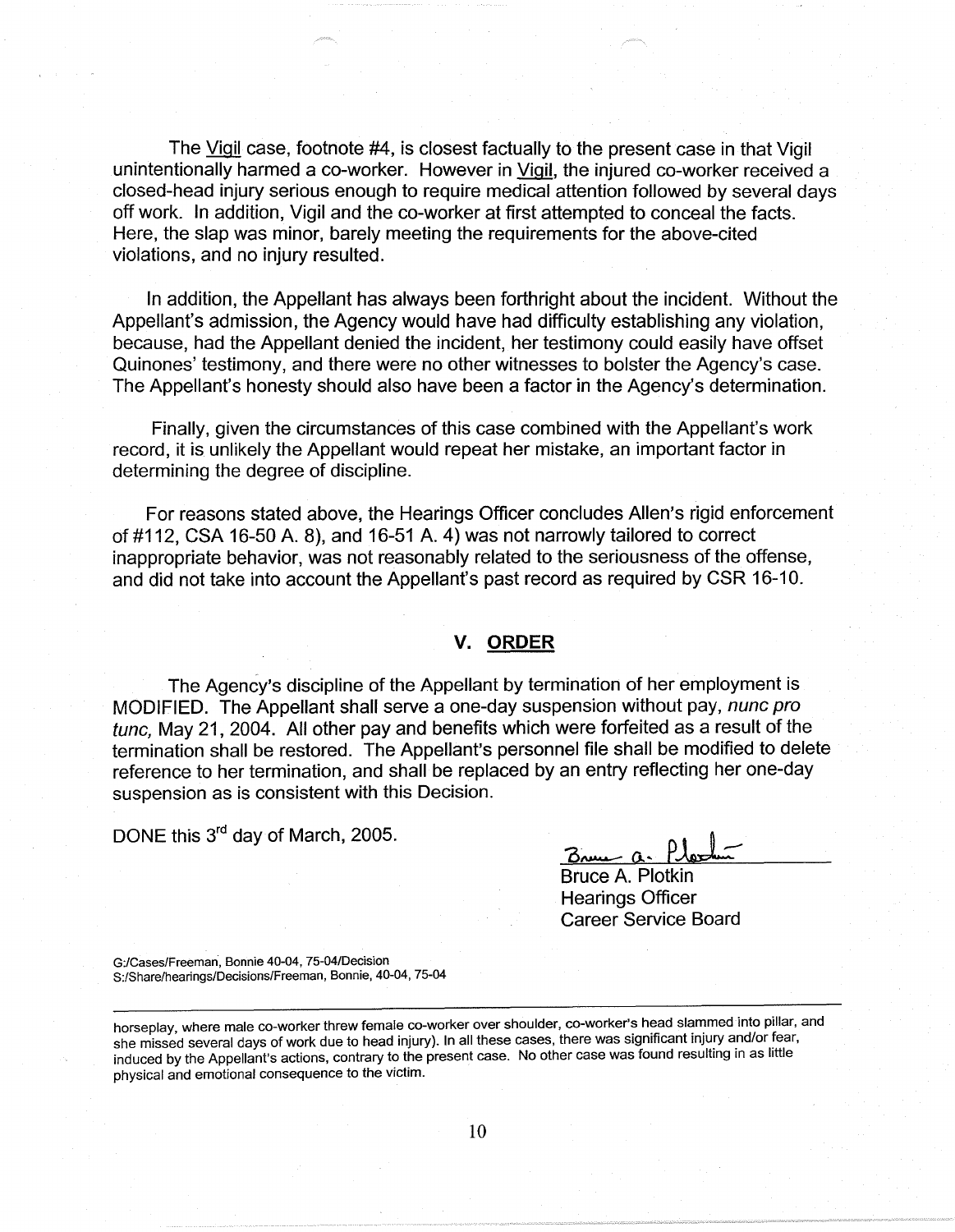The Vigil case, footnote #4, is closest factually to the present case in that Vigil unintentionally harmed a co-worker. However in Vigil, the injured co-worker received a closed-head injury serious enough to require medical attention followed by several days off work. In addition, Vigil and the co-worker at first attempted to conceal the facts. Here, the slap was minor, barely meeting the requirements for the above-cited violations, and no injury resulted.

In addition, the Appellant has always been forthright about the incident. Without the Appellant's admission, the Agency would have had difficulty establishing any violation, because, had the Appellant denied the incident, her testimony could easily have offset Quinones' testimony, and there were no other witnesses to bolster the Agency's case. The Appellant's honesty should also have been a factor in the Agency's determination.

Finally, given the circumstances of this case combined with the Appellant's work record, it is unlikely the Appellant would repeat her mistake, an important factor in determining the degree of discipline.

For reasons stated above, the Hearings Officer concludes Allen's rigid enforcement of #112, CSA 16-50 A. 8), and 16-51 A. 4) was not narrowly tailored to correct inappropriate behavior, was not reasonably related to the seriousness of the offense, and did not take into account the Appellant's past record as required by CSR 16-10.

## V. ORDER

The Agency's discipline of the Appellant by termination of her employment is MODIFIED. The Appellant shall serve a one-day suspension without pay, *nunc pro tunc,* May 21, 2004. All other pay and benefits which were forfeited as a result of the termination shall be restored. The Appellant's personnel file shall be modified to delete reference to her termination, and shall be replaced by an entry reflecting her one-day suspension as is consistent with this Decision.

DONE this 3rd day of March, 2005.

Bruce A. Plotkin
Hearings Officer
Career Service Board

G:/Cases/Freeman, Bonnie 40-04, 75-04/Decision
S:/Share/hearings/Decisions/Freeman, Bonnie, 40-04, 75-04

---

horseplay, where male co-worker threw female co-worker over shoulder, co-worker's head slammed into pillar, and she missed several days of work due to head injury). In all these cases, there was significant injury and/or fear, induced by the Appellant's actions, contrary to the present case. No other case was found resulting in as little physical and emotional consequence to the victim.